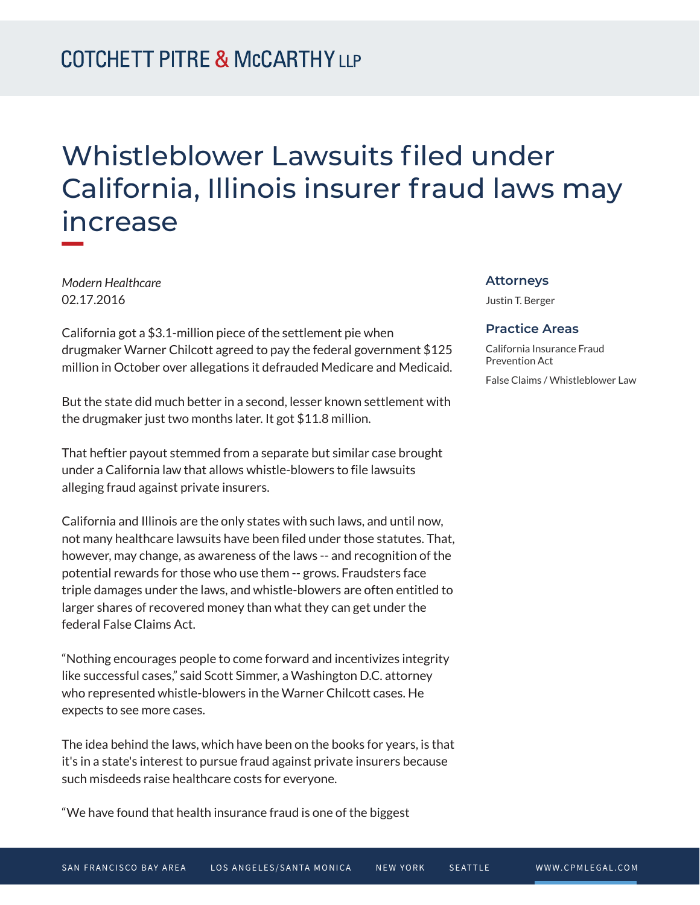# Whistleblower Lawsuits filed under California, Illinois insurer fraud laws may increase

*Modern Healthcare*
02.17.2016

### Attorneys

Justin T. Berger

### Practice Areas

California Insurance Fraud Prevention Act

False Claims / Whistleblower Law

California got a $3.1-million piece of the settlement pie when drugmaker Warner Chilcott agreed to pay the federal government $125 million in October over allegations it defrauded Medicare and Medicaid.

But the state did much better in a second, lesser known settlement with the drugmaker just two months later. It got $11.8 million.

That heftier payout stemmed from a separate but similar case brought under a California law that allows whistle-blowers to file lawsuits alleging fraud against private insurers.

California and Illinois are the only states with such laws, and until now, not many healthcare lawsuits have been filed under those statutes. That, however, may change, as awareness of the laws -- and recognition of the potential rewards for those who use them -- grows. Fraudsters face triple damages under the laws, and whistle-blowers are often entitled to larger shares of recovered money than what they can get under the federal False Claims Act.

"Nothing encourages people to come forward and incentivizes integrity like successful cases," said Scott Simmer, a Washington D.C. attorney who represented whistle-blowers in the Warner Chilcott cases. He expects to see more cases.

The idea behind the laws, which have been on the books for years, is that it's in a state's interest to pursue fraud against private insurers because such misdeeds raise healthcare costs for everyone.

"We have found that health insurance fraud is one of the biggest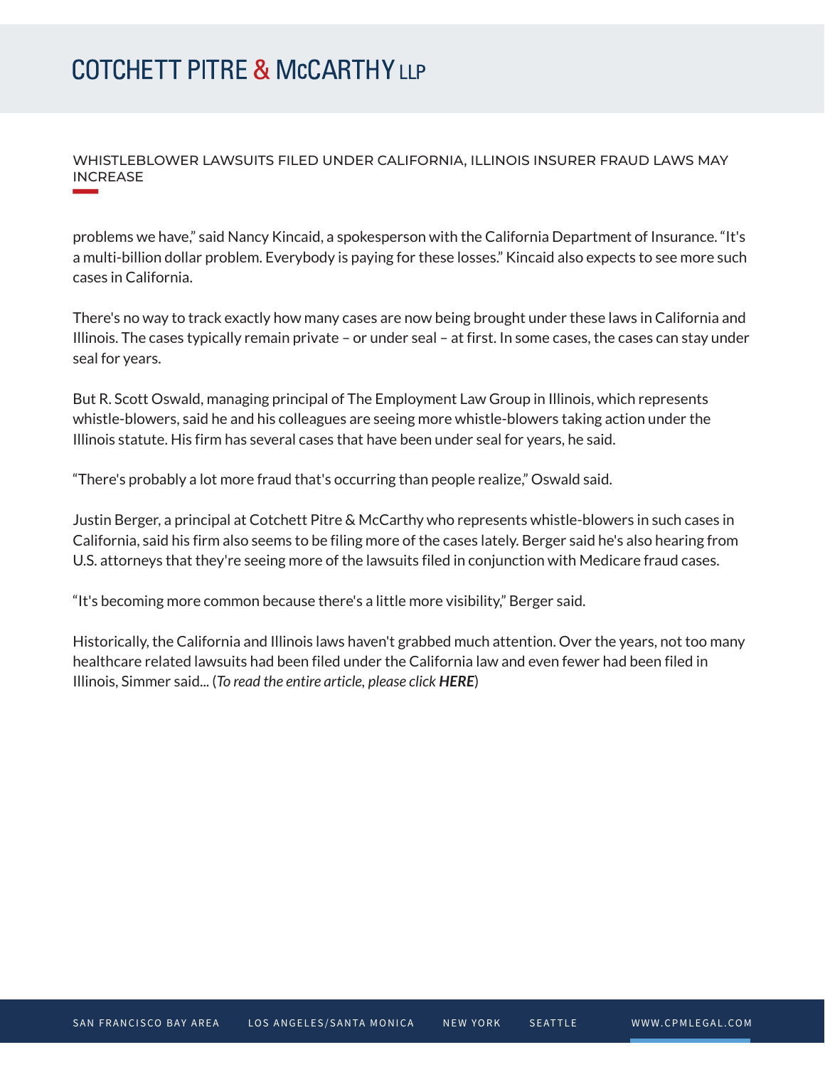problems we have," said Nancy Kincaid, a spokesperson with the California Department of Insurance. "It's a multi-billion dollar problem. Everybody is paying for these losses." Kincaid also expects to see more such cases in California.

There's no way to track exactly how many cases are now being brought under these laws in California and Illinois. The cases typically remain private – or under seal – at first. In some cases, the cases can stay under seal for years.

But R. Scott Oswald, managing principal of The Employment Law Group in Illinois, which represents whistle-blowers, said he and his colleagues are seeing more whistle-blowers taking action under the Illinois statute. His firm has several cases that have been under seal for years, he said.

"There's probably a lot more fraud that's occurring than people realize," Oswald said.

Justin Berger, a principal at Cotchett Pitre & McCarthy who represents whistle-blowers in such cases in California, said his firm also seems to be filing more of the cases lately. Berger said he's also hearing from U.S. attorneys that they're seeing more of the lawsuits filed in conjunction with Medicare fraud cases.

"It's becoming more common because there's a little more visibility," Berger said.

Historically, the California and Illinois laws haven't grabbed much attention. Over the years, not too many healthcare related lawsuits had been filed under the California law and even fewer had been filed in Illinois, Simmer said... (*To read the entire article, please click **HERE***)